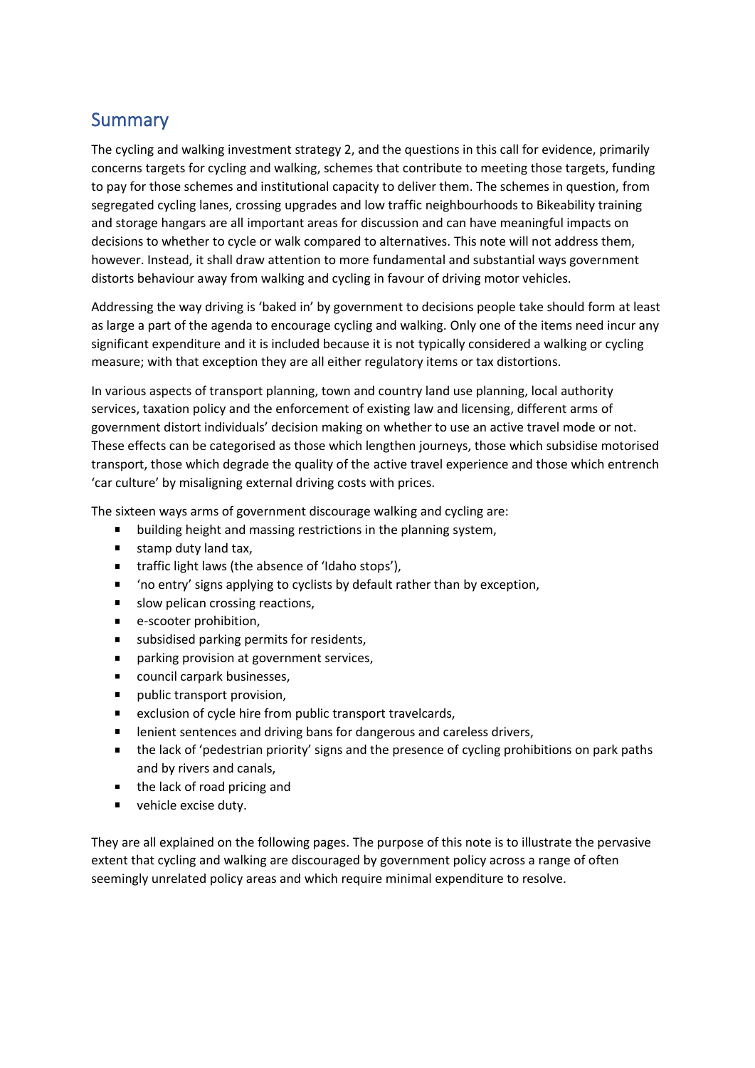## Summary

The cycling and walking investment strategy 2, and the questions in this call for evidence, primarily concerns targets for cycling and walking, schemes that contribute to meeting those targets, funding to pay for those schemes and institutional capacity to deliver them. The schemes in question, from segregated cycling lanes, crossing upgrades and low traffic neighbourhoods to Bikeability training and storage hangars are all important areas for discussion and can have meaningful impacts on decisions to whether to cycle or walk compared to alternatives. This note will not address them, however. Instead, it shall draw attention to more fundamental and substantial ways government distorts behaviour away from walking and cycling in favour of driving motor vehicles.

Addressing the way driving is 'baked in' by government to decisions people take should form at least as large a part of the agenda to encourage cycling and walking. Only one of the items need incur any significant expenditure and it is included because it is not typically considered a walking or cycling measure; with that exception they are all either regulatory items or tax distortions.

In various aspects of transport planning, town and country land use planning, local authority services, taxation policy and the enforcement of existing law and licensing, different arms of government distort individuals' decision making on whether to use an active travel mode or not. These effects can be categorised as those which lengthen journeys, those which subsidise motorised transport, those which degrade the quality of the active travel experience and those which entrench 'car culture' by misaligning external driving costs with prices.

The sixteen ways arms of government discourage walking and cycling are:

- building height and massing restrictions in the planning system,
- stamp duty land tax,
- traffic light laws (the absence of 'Idaho stops'),
- 'no entry' signs applying to cyclists by default rather than by exception,
- slow pelican crossing reactions,
- e-scooter prohibition,
- subsidised parking permits for residents,
- parking provision at government services,
- council carpark businesses,
- public transport provision,
- exclusion of cycle hire from public transport travelcards,
- lenient sentences and driving bans for dangerous and careless drivers,
- the lack of 'pedestrian priority' signs and the presence of cycling prohibitions on park paths and by rivers and canals,
- the lack of road pricing and
- vehicle excise duty.

They are all explained on the following pages. The purpose of this note is to illustrate the pervasive extent that cycling and walking are discouraged by government policy across a range of often seemingly unrelated policy areas and which require minimal expenditure to resolve.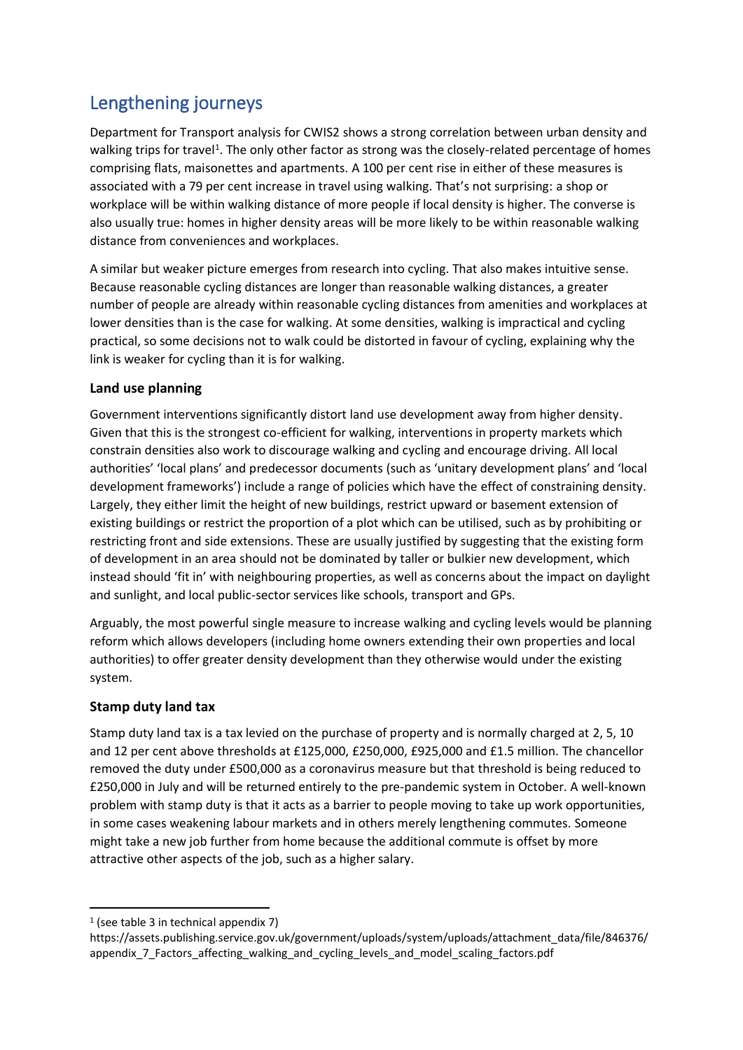## Lengthening journeys

Department for Transport analysis for CWIS2 shows a strong correlation between urban density and walking trips for travel[1]. The only other factor as strong was the closely-related percentage of homes comprising flats, maisonettes and apartments. A 100 per cent rise in either of these measures is associated with a 79 per cent increase in travel using walking. That's not surprising: a shop or workplace will be within walking distance of more people if local density is higher. The converse is also usually true: homes in higher density areas will be more likely to be within reasonable walking distance from conveniences and workplaces.

A similar but weaker picture emerges from research into cycling. That also makes intuitive sense. Because reasonable cycling distances are longer than reasonable walking distances, a greater number of people are already within reasonable cycling distances from amenities and workplaces at lower densities than is the case for walking. At some densities, walking is impractical and cycling practical, so some decisions not to walk could be distorted in favour of cycling, explaining why the link is weaker for cycling than it is for walking.

### Land use planning

Government interventions significantly distort land use development away from higher density. Given that this is the strongest co-efficient for walking, interventions in property markets which constrain densities also work to discourage walking and cycling and encourage driving. All local authorities' 'local plans' and predecessor documents (such as 'unitary development plans' and 'local development frameworks') include a range of policies which have the effect of constraining density. Largely, they either limit the height of new buildings, restrict upward or basement extension of existing buildings or restrict the proportion of a plot which can be utilised, such as by prohibiting or restricting front and side extensions. These are usually justified by suggesting that the existing form of development in an area should not be dominated by taller or bulkier new development, which instead should 'fit in' with neighbouring properties, as well as concerns about the impact on daylight and sunlight, and local public-sector services like schools, transport and GPs.

Arguably, the most powerful single measure to increase walking and cycling levels would be planning reform which allows developers (including home owners extending their own properties and local authorities) to offer greater density development than they otherwise would under the existing system.

### Stamp duty land tax

Stamp duty land tax is a tax levied on the purchase of property and is normally charged at 2, 5, 10 and 12 per cent above thresholds at £125,000, £250,000, £925,000 and £1.5 million. The chancellor removed the duty under £500,000 as a coronavirus measure but that threshold is being reduced to £250,000 in July and will be returned entirely to the pre-pandemic system in October. A well-known problem with stamp duty is that it acts as a barrier to people moving to take up work opportunities, in some cases weakening labour markets and in others merely lengthening commutes. Someone might take a new job further from home because the additional commute is offset by more attractive other aspects of the job, such as a higher salary.

---

[1] (see table 3 in technical appendix 7) https://assets.publishing.service.gov.uk/government/uploads/system/uploads/attachment_data/file/846376/appendix_7_Factors_affecting_walking_and_cycling_levels_and_model_scaling_factors.pdf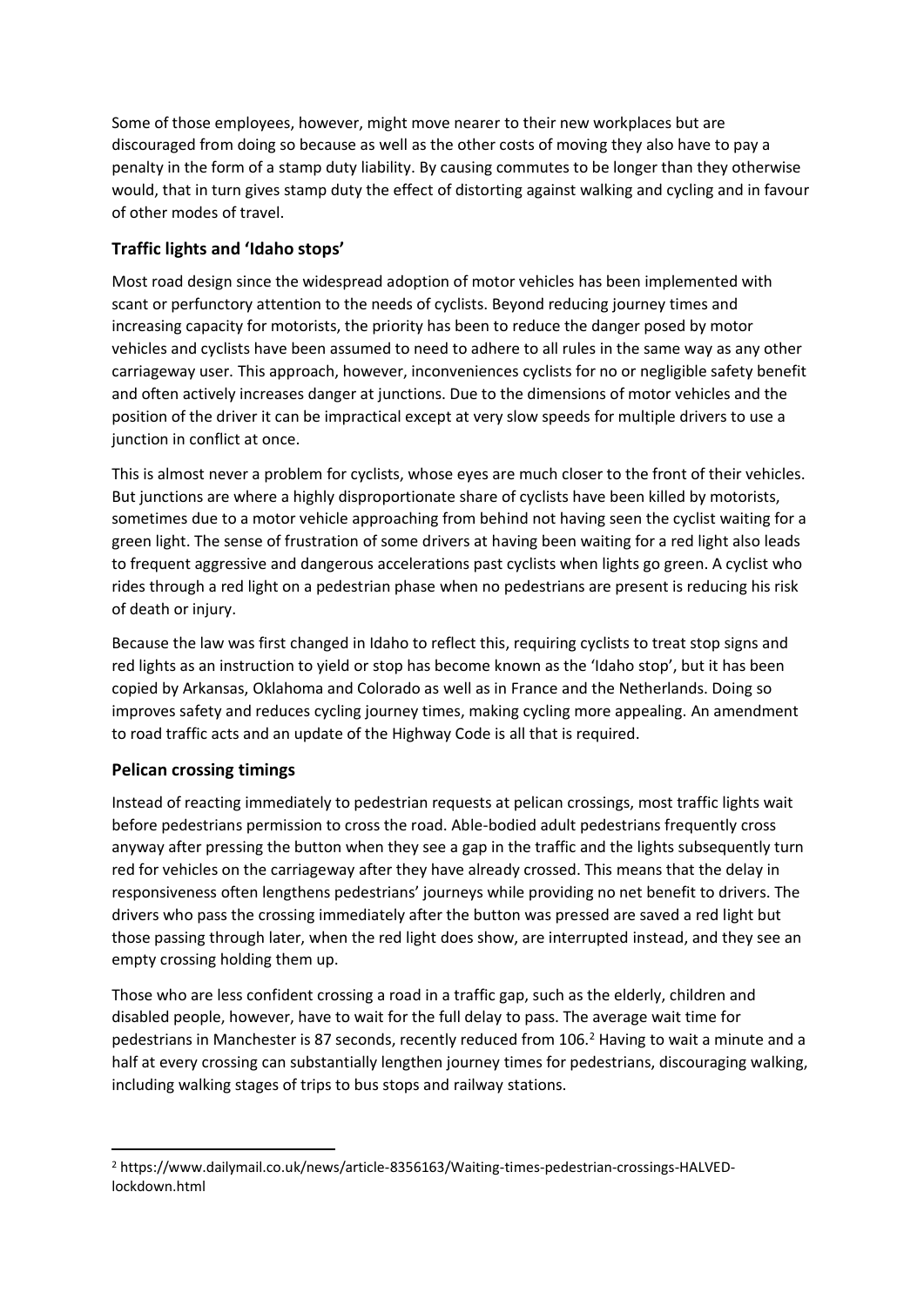Some of those employees, however, might move nearer to their new workplaces but are discouraged from doing so because as well as the other costs of moving they also have to pay a penalty in the form of a stamp duty liability. By causing commutes to be longer than they otherwise would, that in turn gives stamp duty the effect of distorting against walking and cycling and in favour of other modes of travel.

### Traffic lights and 'Idaho stops'

Most road design since the widespread adoption of motor vehicles has been implemented with scant or perfunctory attention to the needs of cyclists. Beyond reducing journey times and increasing capacity for motorists, the priority has been to reduce the danger posed by motor vehicles and cyclists have been assumed to need to adhere to all rules in the same way as any other carriageway user. This approach, however, inconveniences cyclists for no or negligible safety benefit and often actively increases danger at junctions. Due to the dimensions of motor vehicles and the position of the driver it can be impractical except at very slow speeds for multiple drivers to use a junction in conflict at once.

This is almost never a problem for cyclists, whose eyes are much closer to the front of their vehicles. But junctions are where a highly disproportionate share of cyclists have been killed by motorists, sometimes due to a motor vehicle approaching from behind not having seen the cyclist waiting for a green light. The sense of frustration of some drivers at having been waiting for a red light also leads to frequent aggressive and dangerous accelerations past cyclists when lights go green. A cyclist who rides through a red light on a pedestrian phase when no pedestrians are present is reducing his risk of death or injury.

Because the law was first changed in Idaho to reflect this, requiring cyclists to treat stop signs and red lights as an instruction to yield or stop has become known as the 'Idaho stop', but it has been copied by Arkansas, Oklahoma and Colorado as well as in France and the Netherlands. Doing so improves safety and reduces cycling journey times, making cycling more appealing. An amendment to road traffic acts and an update of the Highway Code is all that is required.

### Pelican crossing timings

Instead of reacting immediately to pedestrian requests at pelican crossings, most traffic lights wait before pedestrians permission to cross the road. Able-bodied adult pedestrians frequently cross anyway after pressing the button when they see a gap in the traffic and the lights subsequently turn red for vehicles on the carriageway after they have already crossed. This means that the delay in responsiveness often lengthens pedestrians' journeys while providing no net benefit to drivers. The drivers who pass the crossing immediately after the button was pressed are saved a red light but those passing through later, when the red light does show, are interrupted instead, and they see an empty crossing holding them up.

Those who are less confident crossing a road in a traffic gap, such as the elderly, children and disabled people, however, have to wait for the full delay to pass. The average wait time for pedestrians in Manchester is 87 seconds, recently reduced from 106.[2] Having to wait a minute and a half at every crossing can substantially lengthen journey times for pedestrians, discouraging walking, including walking stages of trips to bus stops and railway stations.

---

[2] https://www.dailymail.co.uk/news/article-8356163/Waiting-times-pedestrian-crossings-HALVED-lockdown.html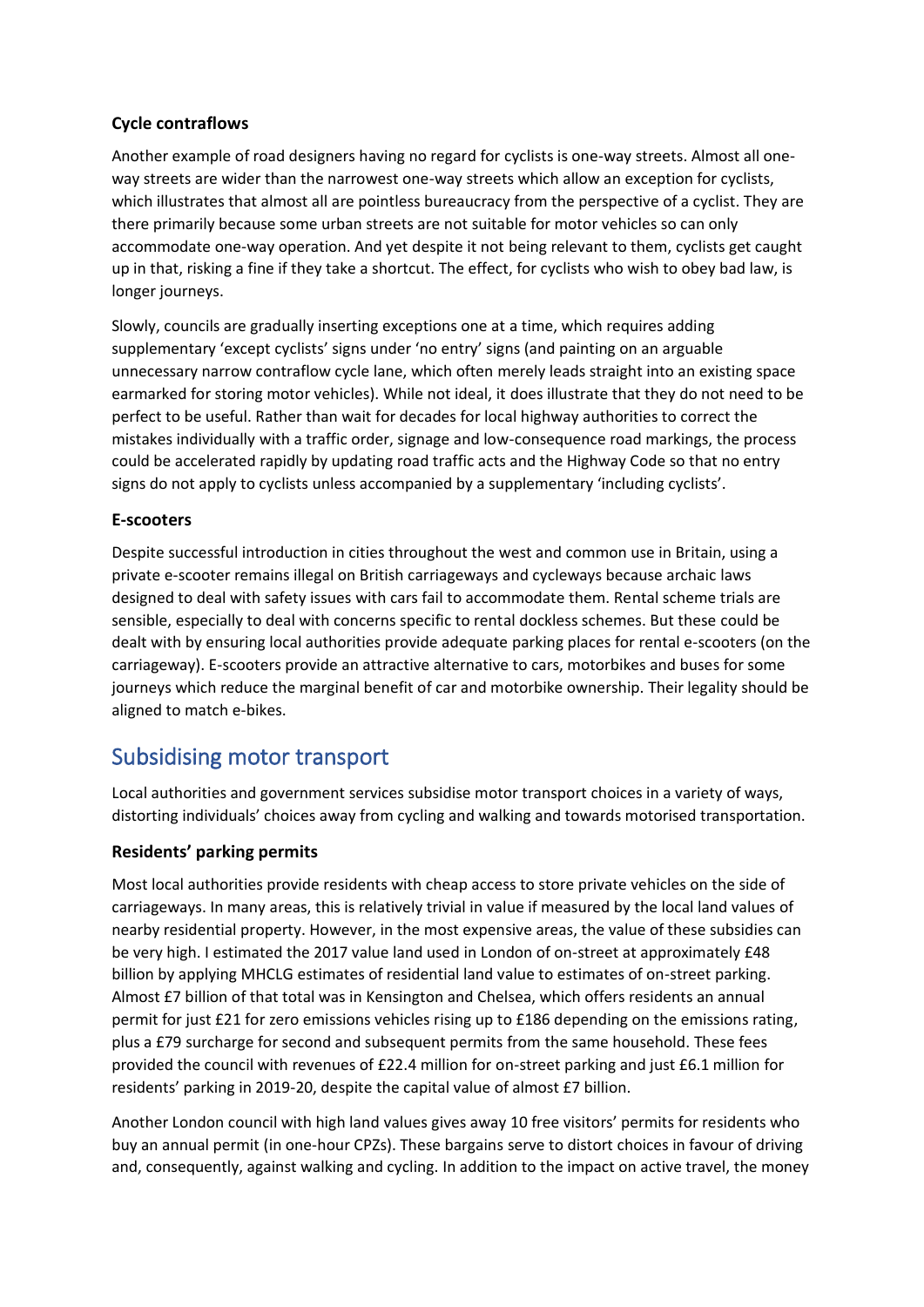### Cycle contraflows

Another example of road designers having no regard for cyclists is one-way streets. Almost all one-way streets are wider than the narrowest one-way streets which allow an exception for cyclists, which illustrates that almost all are pointless bureaucracy from the perspective of a cyclist. They are there primarily because some urban streets are not suitable for motor vehicles so can only accommodate one-way operation. And yet despite it not being relevant to them, cyclists get caught up in that, risking a fine if they take a shortcut. The effect, for cyclists who wish to obey bad law, is longer journeys.

Slowly, councils are gradually inserting exceptions one at a time, which requires adding supplementary 'except cyclists' signs under 'no entry' signs (and painting on an arguable unnecessary narrow contraflow cycle lane, which often merely leads straight into an existing space earmarked for storing motor vehicles). While not ideal, it does illustrate that they do not need to be perfect to be useful. Rather than wait for decades for local highway authorities to correct the mistakes individually with a traffic order, signage and low-consequence road markings, the process could be accelerated rapidly by updating road traffic acts and the Highway Code so that no entry signs do not apply to cyclists unless accompanied by a supplementary 'including cyclists'.

### E-scooters

Despite successful introduction in cities throughout the west and common use in Britain, using a private e-scooter remains illegal on British carriageways and cycleways because archaic laws designed to deal with safety issues with cars fail to accommodate them. Rental scheme trials are sensible, especially to deal with concerns specific to rental dockless schemes. But these could be dealt with by ensuring local authorities provide adequate parking places for rental e-scooters (on the carriageway). E-scooters provide an attractive alternative to cars, motorbikes and buses for some journeys which reduce the marginal benefit of car and motorbike ownership. Their legality should be aligned to match e-bikes.

## Subsidising motor transport

Local authorities and government services subsidise motor transport choices in a variety of ways, distorting individuals' choices away from cycling and walking and towards motorised transportation.

### Residents' parking permits

Most local authorities provide residents with cheap access to store private vehicles on the side of carriageways. In many areas, this is relatively trivial in value if measured by the local land values of nearby residential property. However, in the most expensive areas, the value of these subsidies can be very high. I estimated the 2017 value land used in London of on-street at approximately £48 billion by applying MHCLG estimates of residential land value to estimates of on-street parking. Almost £7 billion of that total was in Kensington and Chelsea, which offers residents an annual permit for just £21 for zero emissions vehicles rising up to £186 depending on the emissions rating, plus a £79 surcharge for second and subsequent permits from the same household. These fees provided the council with revenues of £22.4 million for on-street parking and just £6.1 million for residents' parking in 2019-20, despite the capital value of almost £7 billion.

Another London council with high land values gives away 10 free visitors' permits for residents who buy an annual permit (in one-hour CPZs). These bargains serve to distort choices in favour of driving and, consequently, against walking and cycling. In addition to the impact on active travel, the money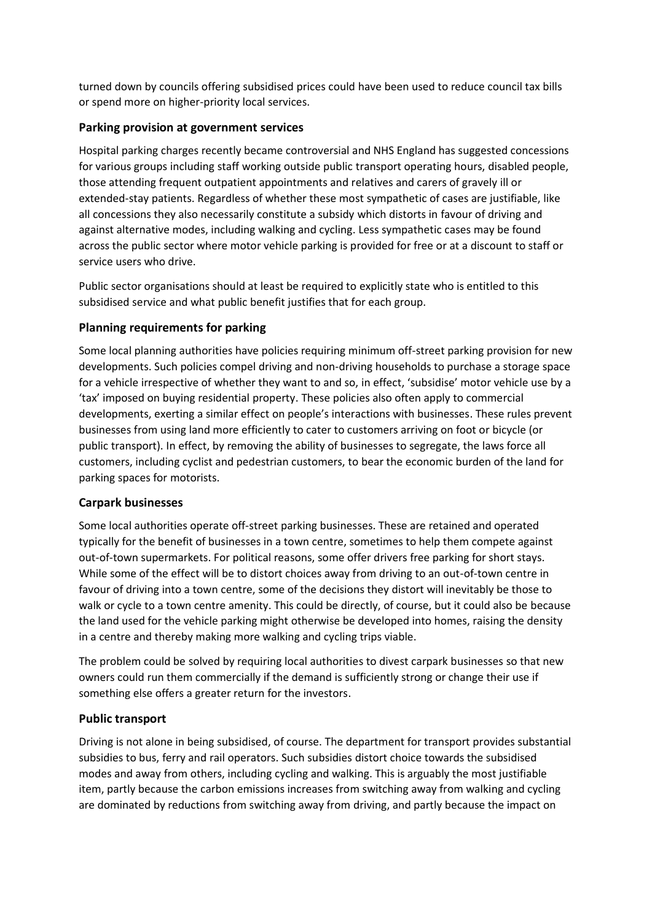turned down by councils offering subsidised prices could have been used to reduce council tax bills or spend more on higher-priority local services.

### Parking provision at government services

Hospital parking charges recently became controversial and NHS England has suggested concessions for various groups including staff working outside public transport operating hours, disabled people, those attending frequent outpatient appointments and relatives and carers of gravely ill or extended-stay patients. Regardless of whether these most sympathetic of cases are justifiable, like all concessions they also necessarily constitute a subsidy which distorts in favour of driving and against alternative modes, including walking and cycling. Less sympathetic cases may be found across the public sector where motor vehicle parking is provided for free or at a discount to staff or service users who drive.

Public sector organisations should at least be required to explicitly state who is entitled to this subsidised service and what public benefit justifies that for each group.

### Planning requirements for parking

Some local planning authorities have policies requiring minimum off-street parking provision for new developments. Such policies compel driving and non-driving households to purchase a storage space for a vehicle irrespective of whether they want to and so, in effect, 'subsidise' motor vehicle use by a 'tax' imposed on buying residential property. These policies also often apply to commercial developments, exerting a similar effect on people's interactions with businesses. These rules prevent businesses from using land more efficiently to cater to customers arriving on foot or bicycle (or public transport). In effect, by removing the ability of businesses to segregate, the laws force all customers, including cyclist and pedestrian customers, to bear the economic burden of the land for parking spaces for motorists.

### Carpark businesses

Some local authorities operate off-street parking businesses. These are retained and operated typically for the benefit of businesses in a town centre, sometimes to help them compete against out-of-town supermarkets. For political reasons, some offer drivers free parking for short stays. While some of the effect will be to distort choices away from driving to an out-of-town centre in favour of driving into a town centre, some of the decisions they distort will inevitably be those to walk or cycle to a town centre amenity. This could be directly, of course, but it could also be because the land used for the vehicle parking might otherwise be developed into homes, raising the density in a centre and thereby making more walking and cycling trips viable.

The problem could be solved by requiring local authorities to divest carpark businesses so that new owners could run them commercially if the demand is sufficiently strong or change their use if something else offers a greater return for the investors.

### Public transport

Driving is not alone in being subsidised, of course. The department for transport provides substantial subsidies to bus, ferry and rail operators. Such subsidies distort choice towards the subsidised modes and away from others, including cycling and walking. This is arguably the most justifiable item, partly because the carbon emissions increases from switching away from walking and cycling are dominated by reductions from switching away from driving, and partly because the impact on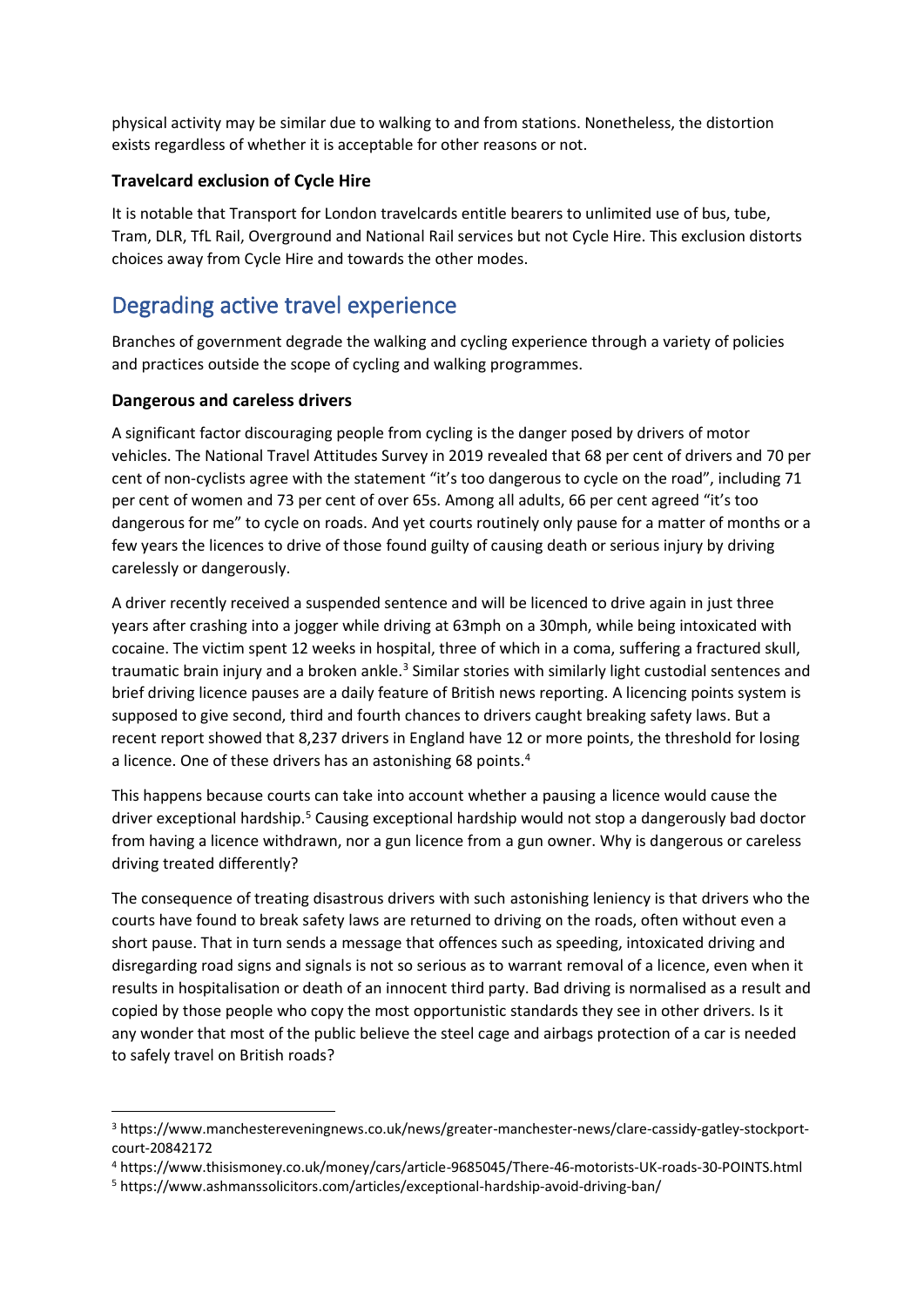physical activity may be similar due to walking to and from stations. Nonetheless, the distortion exists regardless of whether it is acceptable for other reasons or not.

**Travelcard exclusion of Cycle Hire**

It is notable that Transport for London travelcards entitle bearers to unlimited use of bus, tube, Tram, DLR, TfL Rail, Overground and National Rail services but not Cycle Hire. This exclusion distorts choices away from Cycle Hire and towards the other modes.

## Degrading active travel experience

Branches of government degrade the walking and cycling experience through a variety of policies and practices outside the scope of cycling and walking programmes.

**Dangerous and careless drivers**

A significant factor discouraging people from cycling is the danger posed by drivers of motor vehicles. The National Travel Attitudes Survey in 2019 revealed that 68 per cent of drivers and 70 per cent of non-cyclists agree with the statement “it’s too dangerous to cycle on the road”, including 71 per cent of women and 73 per cent of over 65s. Among all adults, 66 per cent agreed “it’s too dangerous for me” to cycle on roads. And yet courts routinely only pause for a matter of months or a few years the licences to drive of those found guilty of causing death or serious injury by driving carelessly or dangerously.

A driver recently received a suspended sentence and will be licenced to drive again in just three years after crashing into a jogger while driving at 63mph on a 30mph, while being intoxicated with cocaine. The victim spent 12 weeks in hospital, three of which in a coma, suffering a fractured skull, traumatic brain injury and a broken ankle.[3] Similar stories with similarly light custodial sentences and brief driving licence pauses are a daily feature of British news reporting. A licencing points system is supposed to give second, third and fourth chances to drivers caught breaking safety laws. But a recent report showed that 8,237 drivers in England have 12 or more points, the threshold for losing a licence. One of these drivers has an astonishing 68 points.[4]

This happens because courts can take into account whether a pausing a licence would cause the driver exceptional hardship.[5] Causing exceptional hardship would not stop a dangerously bad doctor from having a licence withdrawn, nor a gun licence from a gun owner. Why is dangerous or careless driving treated differently?

The consequence of treating disastrous drivers with such astonishing leniency is that drivers who the courts have found to break safety laws are returned to driving on the roads, often without even a short pause. That in turn sends a message that offences such as speeding, intoxicated driving and disregarding road signs and signals is not so serious as to warrant removal of a licence, even when it results in hospitalisation or death of an innocent third party. Bad driving is normalised as a result and copied by those people who copy the most opportunistic standards they see in other drivers. Is it any wonder that most of the public believe the steel cage and airbags protection of a car is needed to safely travel on British roads?

---

[3] https://www.manchestereveningnews.co.uk/news/greater-manchester-news/clare-cassidy-gatley-stockport-court-20842172

[4] https://www.thisismoney.co.uk/money/cars/article-9685045/There-46-motorists-UK-roads-30-POINTS.html

[5] https://www.ashmanssolicitors.com/articles/exceptional-hardship-avoid-driving-ban/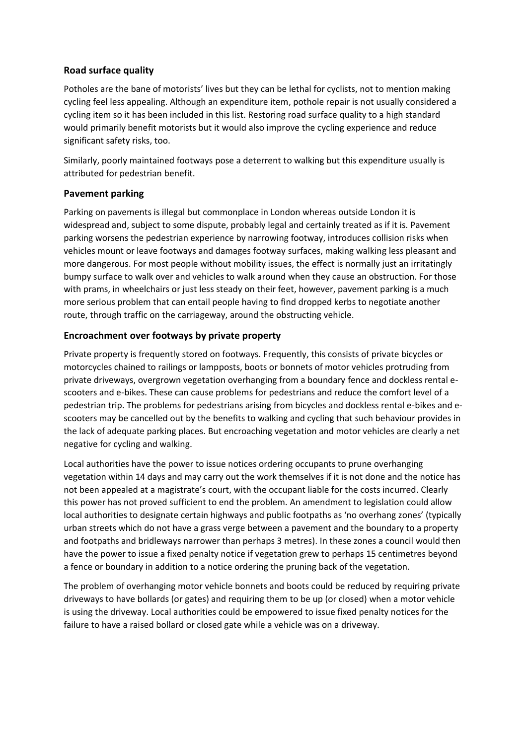### Road surface quality

Potholes are the bane of motorists' lives but they can be lethal for cyclists, not to mention making cycling feel less appealing. Although an expenditure item, pothole repair is not usually considered a cycling item so it has been included in this list. Restoring road surface quality to a high standard would primarily benefit motorists but it would also improve the cycling experience and reduce significant safety risks, too.

Similarly, poorly maintained footways pose a deterrent to walking but this expenditure usually is attributed for pedestrian benefit.

### Pavement parking

Parking on pavements is illegal but commonplace in London whereas outside London it is widespread and, subject to some dispute, probably legal and certainly treated as if it is. Pavement parking worsens the pedestrian experience by narrowing footway, introduces collision risks when vehicles mount or leave footways and damages footway surfaces, making walking less pleasant and more dangerous. For most people without mobility issues, the effect is normally just an irritatingly bumpy surface to walk over and vehicles to walk around when they cause an obstruction. For those with prams, in wheelchairs or just less steady on their feet, however, pavement parking is a much more serious problem that can entail people having to find dropped kerbs to negotiate another route, through traffic on the carriageway, around the obstructing vehicle.

### Encroachment over footways by private property

Private property is frequently stored on footways. Frequently, this consists of private bicycles or motorcycles chained to railings or lampposts, boots or bonnets of motor vehicles protruding from private driveways, overgrown vegetation overhanging from a boundary fence and dockless rental e-scooters and e-bikes. These can cause problems for pedestrians and reduce the comfort level of a pedestrian trip. The problems for pedestrians arising from bicycles and dockless rental e-bikes and e-scooters may be cancelled out by the benefits to walking and cycling that such behaviour provides in the lack of adequate parking places. But encroaching vegetation and motor vehicles are clearly a net negative for cycling and walking.

Local authorities have the power to issue notices ordering occupants to prune overhanging vegetation within 14 days and may carry out the work themselves if it is not done and the notice has not been appealed at a magistrate's court, with the occupant liable for the costs incurred. Clearly this power has not proved sufficient to end the problem. An amendment to legislation could allow local authorities to designate certain highways and public footpaths as 'no overhang zones' (typically urban streets which do not have a grass verge between a pavement and the boundary to a property and footpaths and bridleways narrower than perhaps 3 metres). In these zones a council would then have the power to issue a fixed penalty notice if vegetation grew to perhaps 15 centimetres beyond a fence or boundary in addition to a notice ordering the pruning back of the vegetation.

The problem of overhanging motor vehicle bonnets and boots could be reduced by requiring private driveways to have bollards (or gates) and requiring them to be up (or closed) when a motor vehicle is using the driveway. Local authorities could be empowered to issue fixed penalty notices for the failure to have a raised bollard or closed gate while a vehicle was on a driveway.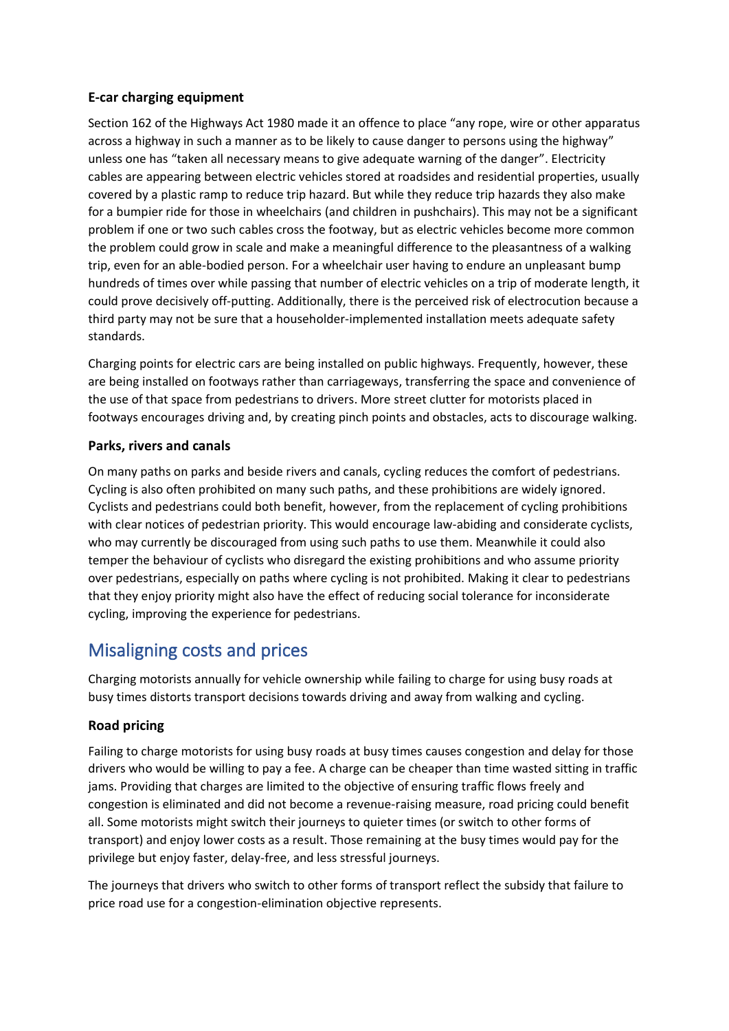### E-car charging equipment

Section 162 of the Highways Act 1980 made it an offence to place "any rope, wire or other apparatus across a highway in such a manner as to be likely to cause danger to persons using the highway" unless one has "taken all necessary means to give adequate warning of the danger". Electricity cables are appearing between electric vehicles stored at roadsides and residential properties, usually covered by a plastic ramp to reduce trip hazard. But while they reduce trip hazards they also make for a bumpier ride for those in wheelchairs (and children in pushchairs). This may not be a significant problem if one or two such cables cross the footway, but as electric vehicles become more common the problem could grow in scale and make a meaningful difference to the pleasantness of a walking trip, even for an able-bodied person. For a wheelchair user having to endure an unpleasant bump hundreds of times over while passing that number of electric vehicles on a trip of moderate length, it could prove decisively off-putting. Additionally, there is the perceived risk of electrocution because a third party may not be sure that a householder-implemented installation meets adequate safety standards.

Charging points for electric cars are being installed on public highways. Frequently, however, these are being installed on footways rather than carriageways, transferring the space and convenience of the use of that space from pedestrians to drivers. More street clutter for motorists placed in footways encourages driving and, by creating pinch points and obstacles, acts to discourage walking.

### Parks, rivers and canals

On many paths on parks and beside rivers and canals, cycling reduces the comfort of pedestrians. Cycling is also often prohibited on many such paths, and these prohibitions are widely ignored. Cyclists and pedestrians could both benefit, however, from the replacement of cycling prohibitions with clear notices of pedestrian priority. This would encourage law-abiding and considerate cyclists, who may currently be discouraged from using such paths to use them. Meanwhile it could also temper the behaviour of cyclists who disregard the existing prohibitions and who assume priority over pedestrians, especially on paths where cycling is not prohibited. Making it clear to pedestrians that they enjoy priority might also have the effect of reducing social tolerance for inconsiderate cycling, improving the experience for pedestrians.

## Misaligning costs and prices

Charging motorists annually for vehicle ownership while failing to charge for using busy roads at busy times distorts transport decisions towards driving and away from walking and cycling.

### Road pricing

Failing to charge motorists for using busy roads at busy times causes congestion and delay for those drivers who would be willing to pay a fee. A charge can be cheaper than time wasted sitting in traffic jams. Providing that charges are limited to the objective of ensuring traffic flows freely and congestion is eliminated and did not become a revenue-raising measure, road pricing could benefit all. Some motorists might switch their journeys to quieter times (or switch to other forms of transport) and enjoy lower costs as a result. Those remaining at the busy times would pay for the privilege but enjoy faster, delay-free, and less stressful journeys.

The journeys that drivers who switch to other forms of transport reflect the subsidy that failure to price road use for a congestion-elimination objective represents.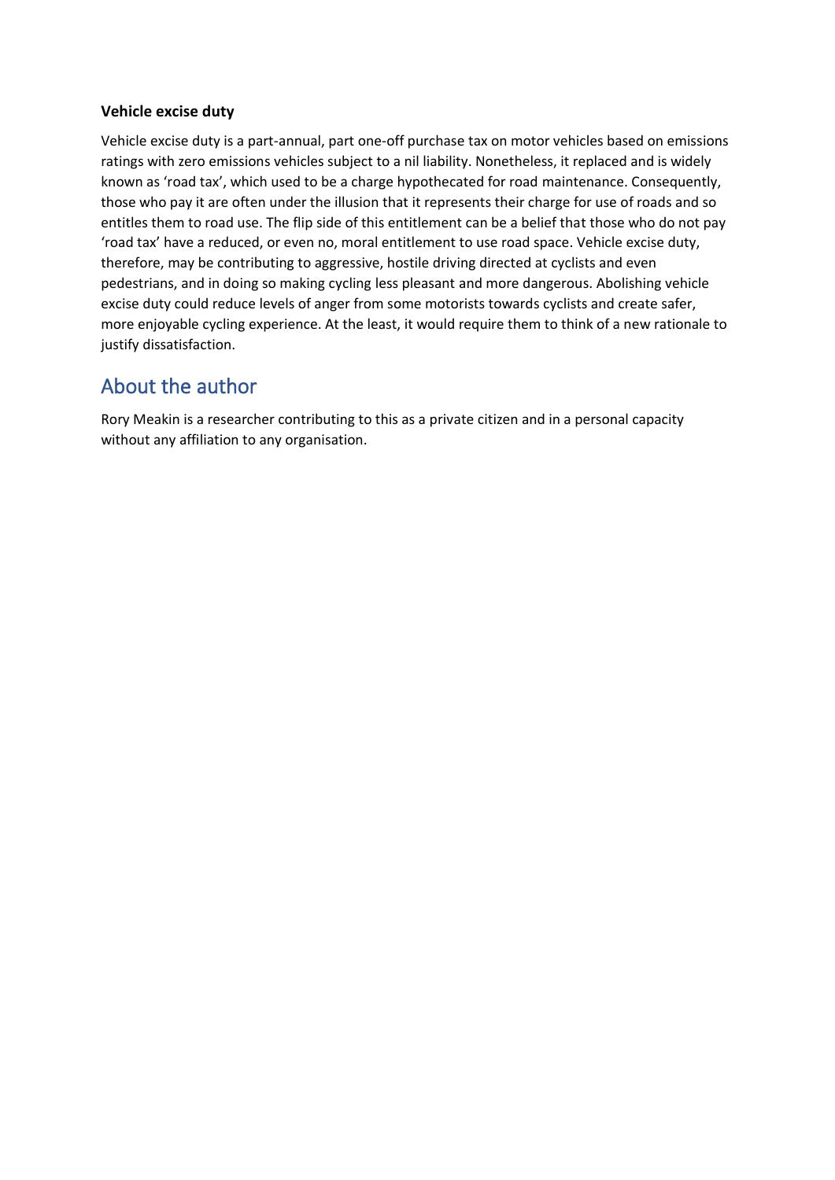**Vehicle excise duty**

Vehicle excise duty is a part-annual, part one-off purchase tax on motor vehicles based on emissions ratings with zero emissions vehicles subject to a nil liability. Nonetheless, it replaced and is widely known as 'road tax', which used to be a charge hypothecated for road maintenance. Consequently, those who pay it are often under the illusion that it represents their charge for use of roads and so entitles them to road use. The flip side of this entitlement can be a belief that those who do not pay 'road tax' have a reduced, or even no, moral entitlement to use road space. Vehicle excise duty, therefore, may be contributing to aggressive, hostile driving directed at cyclists and even pedestrians, and in doing so making cycling less pleasant and more dangerous. Abolishing vehicle excise duty could reduce levels of anger from some motorists towards cyclists and create safer, more enjoyable cycling experience. At the least, it would require them to think of a new rationale to justify dissatisfaction.

## About the author

Rory Meakin is a researcher contributing to this as a private citizen and in a personal capacity without any affiliation to any organisation.